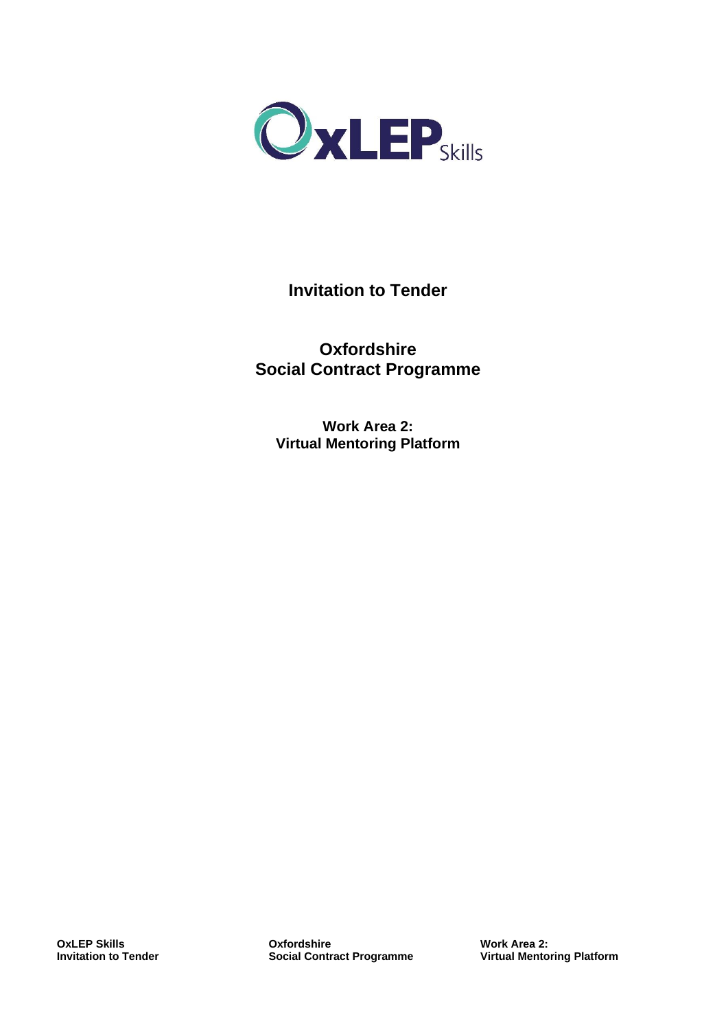# Invitation to Tender

## Oxfordshire
## Social Contract Programme

### Work Area 2:
### Virtual Mentoring Platform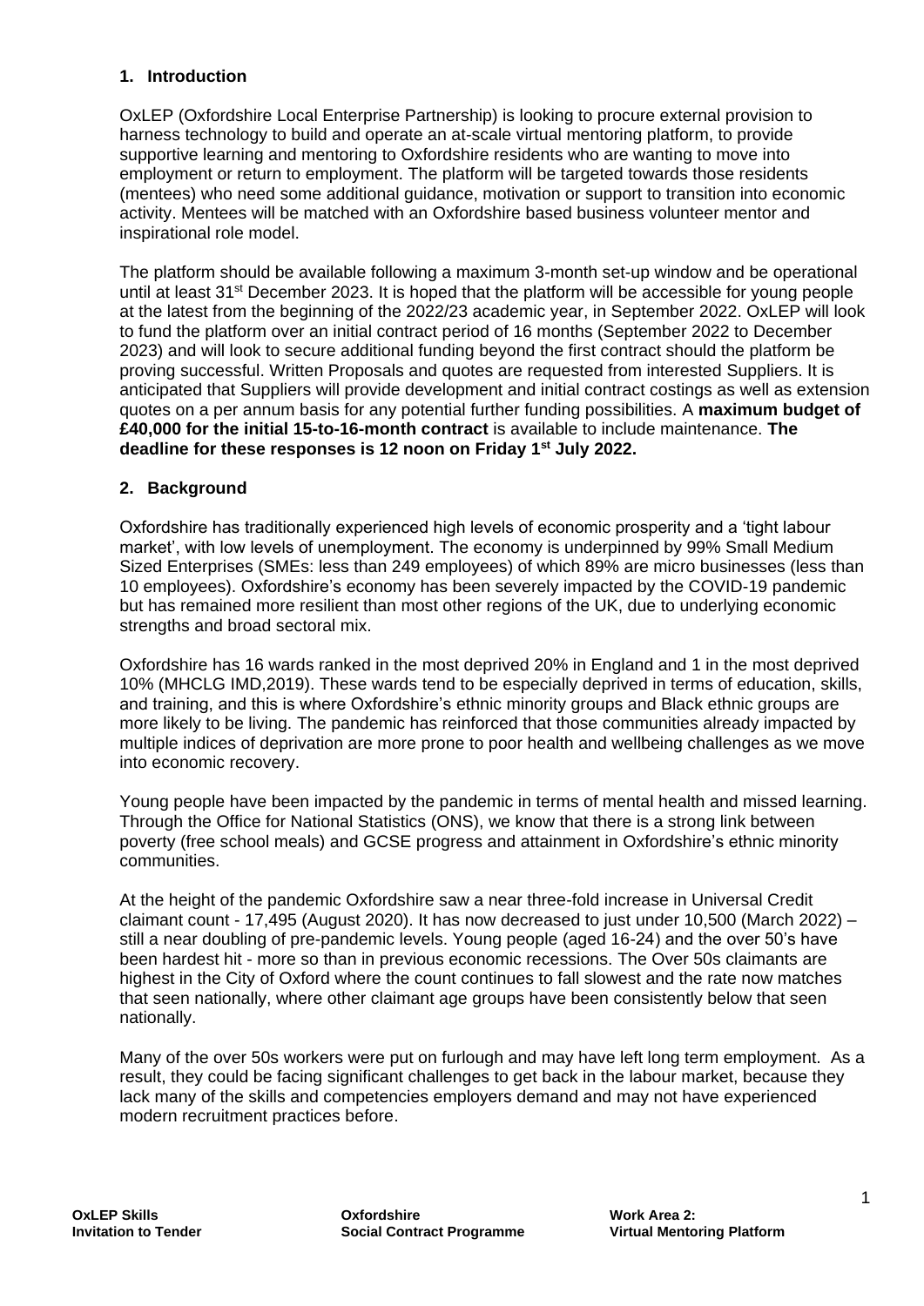## 1. Introduction

OxLEP (Oxfordshire Local Enterprise Partnership) is looking to procure external provision to harness technology to build and operate an at-scale virtual mentoring platform, to provide supportive learning and mentoring to Oxfordshire residents who are wanting to move into employment or return to employment. The platform will be targeted towards those residents (mentees) who need some additional guidance, motivation or support to transition into economic activity. Mentees will be matched with an Oxfordshire based business volunteer mentor and inspirational role model.

The platform should be available following a maximum 3-month set-up window and be operational until at least 31st December 2023. It is hoped that the platform will be accessible for young people at the latest from the beginning of the 2022/23 academic year, in September 2022. OxLEP will look to fund the platform over an initial contract period of 16 months (September 2022 to December 2023) and will look to secure additional funding beyond the first contract should the platform be proving successful. Written Proposals and quotes are requested from interested Suppliers. It is anticipated that Suppliers will provide development and initial contract costings as well as extension quotes on a per annum basis for any potential further funding possibilities. A **maximum budget of £40,000 for the initial 15-to-16-month contract** is available to include maintenance. **The deadline for these responses is 12 noon on Friday 1st July 2022.**

## 2. Background

Oxfordshire has traditionally experienced high levels of economic prosperity and a 'tight labour market', with low levels of unemployment. The economy is underpinned by 99% Small Medium Sized Enterprises (SMEs: less than 249 employees) of which 89% are micro businesses (less than 10 employees). Oxfordshire's economy has been severely impacted by the COVID-19 pandemic but has remained more resilient than most other regions of the UK, due to underlying economic strengths and broad sectoral mix.

Oxfordshire has 16 wards ranked in the most deprived 20% in England and 1 in the most deprived 10% (MHCLG IMD,2019). These wards tend to be especially deprived in terms of education, skills, and training, and this is where Oxfordshire's ethnic minority groups and Black ethnic groups are more likely to be living. The pandemic has reinforced that those communities already impacted by multiple indices of deprivation are more prone to poor health and wellbeing challenges as we move into economic recovery.

Young people have been impacted by the pandemic in terms of mental health and missed learning. Through the Office for National Statistics (ONS), we know that there is a strong link between poverty (free school meals) and GCSE progress and attainment in Oxfordshire's ethnic minority communities.

At the height of the pandemic Oxfordshire saw a near three-fold increase in Universal Credit claimant count - 17,495 (August 2020). It has now decreased to just under 10,500 (March 2022) – still a near doubling of pre-pandemic levels. Young people (aged 16-24) and the over 50's have been hardest hit - more so than in previous economic recessions. The Over 50s claimants are highest in the City of Oxford where the count continues to fall slowest and the rate now matches that seen nationally, where other claimant age groups have been consistently below that seen nationally.

Many of the over 50s workers were put on furlough and may have left long term employment. As a result, they could be facing significant challenges to get back in the labour market, because they lack many of the skills and competencies employers demand and may not have experienced modern recruitment practices before.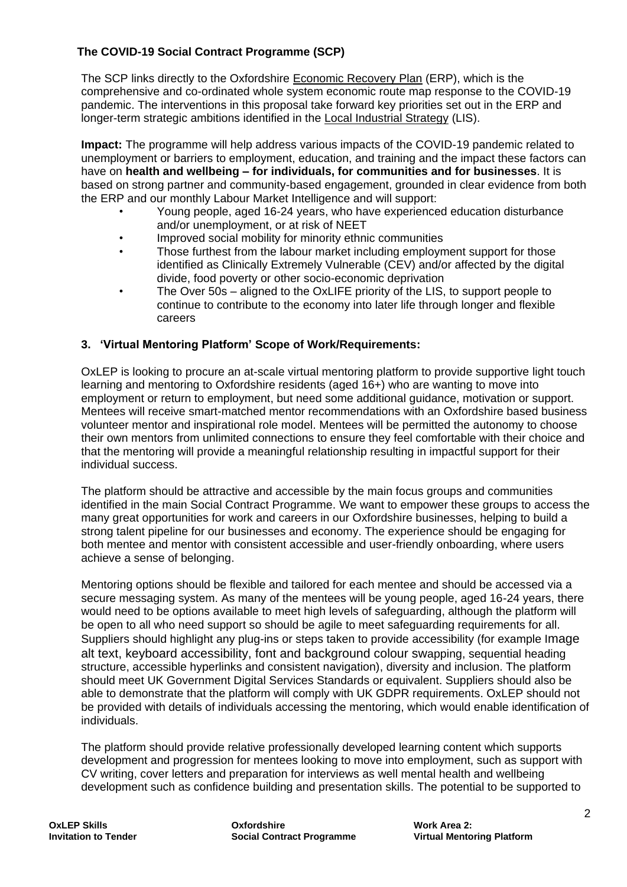**The COVID-19 Social Contract Programme (SCP)**

The SCP links directly to the Oxfordshire Economic Recovery Plan (ERP), which is the comprehensive and co-ordinated whole system economic route map response to the COVID-19 pandemic. The interventions in this proposal take forward key priorities set out in the ERP and longer-term strategic ambitions identified in the Local Industrial Strategy (LIS).

**Impact:** The programme will help address various impacts of the COVID-19 pandemic related to unemployment or barriers to employment, education, and training and the impact these factors can have on **health and wellbeing – for individuals, for communities and for businesses**. It is based on strong partner and community-based engagement, grounded in clear evidence from both the ERP and our monthly Labour Market Intelligence and will support:

- Young people, aged 16-24 years, who have experienced education disturbance and/or unemployment, or at risk of NEET
- Improved social mobility for minority ethnic communities
- Those furthest from the labour market including employment support for those identified as Clinically Extremely Vulnerable (CEV) and/or affected by the digital divide, food poverty or other socio-economic deprivation
- The Over 50s – aligned to the OxLIFE priority of the LIS, to support people to continue to contribute to the economy into later life through longer and flexible careers

### 3. 'Virtual Mentoring Platform' Scope of Work/Requirements:

OxLEP is looking to procure an at-scale virtual mentoring platform to provide supportive light touch learning and mentoring to Oxfordshire residents (aged 16+) who are wanting to move into employment or return to employment, but need some additional guidance, motivation or support. Mentees will receive smart-matched mentor recommendations with an Oxfordshire based business volunteer mentor and inspirational role model. Mentees will be permitted the autonomy to choose their own mentors from unlimited connections to ensure they feel comfortable with their choice and that the mentoring will provide a meaningful relationship resulting in impactful support for their individual success.

The platform should be attractive and accessible by the main focus groups and communities identified in the main Social Contract Programme. We want to empower these groups to access the many great opportunities for work and careers in our Oxfordshire businesses, helping to build a strong talent pipeline for our businesses and economy. The experience should be engaging for both mentee and mentor with consistent accessible and user-friendly onboarding, where users achieve a sense of belonging.

Mentoring options should be flexible and tailored for each mentee and should be accessed via a secure messaging system. As many of the mentees will be young people, aged 16-24 years, there would need to be options available to meet high levels of safeguarding, although the platform will be open to all who need support so should be agile to meet safeguarding requirements for all. Suppliers should highlight any plug-ins or steps taken to provide accessibility (for example Image alt text, keyboard accessibility, font and background colour swapping, sequential heading structure, accessible hyperlinks and consistent navigation), diversity and inclusion. The platform should meet UK Government Digital Services Standards or equivalent. Suppliers should also be able to demonstrate that the platform will comply with UK GDPR requirements. OxLEP should not be provided with details of individuals accessing the mentoring, which would enable identification of individuals.

The platform should provide relative professionally developed learning content which supports development and progression for mentees looking to move into employment, such as support with CV writing, cover letters and preparation for interviews as well mental health and wellbeing development such as confidence building and presentation skills. The potential to be supported to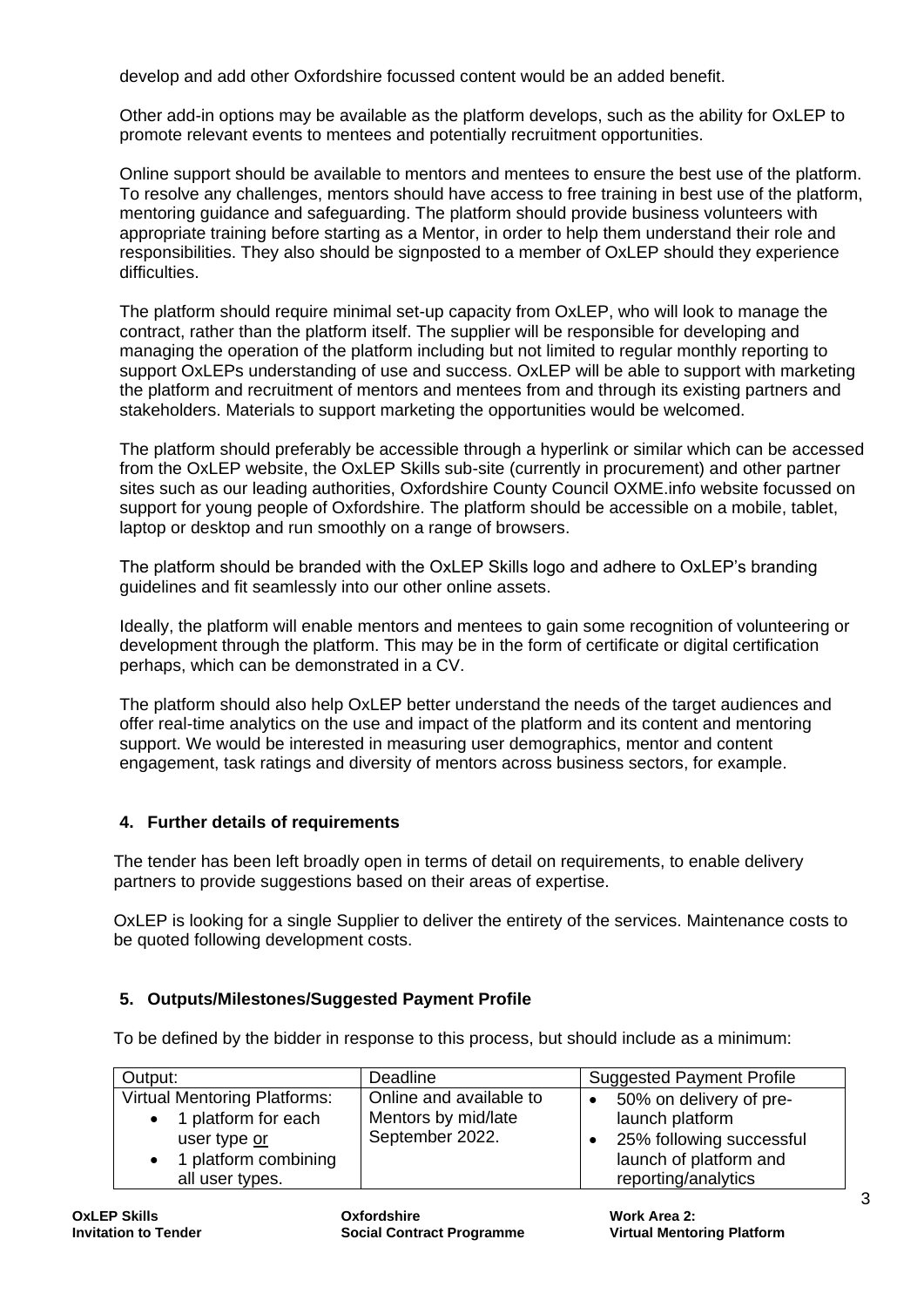develop and add other Oxfordshire focussed content would be an added benefit.

Other add-in options may be available as the platform develops, such as the ability for OxLEP to promote relevant events to mentees and potentially recruitment opportunities.

Online support should be available to mentors and mentees to ensure the best use of the platform. To resolve any challenges, mentors should have access to free training in best use of the platform, mentoring guidance and safeguarding. The platform should provide business volunteers with appropriate training before starting as a Mentor, in order to help them understand their role and responsibilities. They also should be signposted to a member of OxLEP should they experience difficulties.

The platform should require minimal set-up capacity from OxLEP, who will look to manage the contract, rather than the platform itself. The supplier will be responsible for developing and managing the operation of the platform including but not limited to regular monthly reporting to support OxLEPs understanding of use and success. OxLEP will be able to support with marketing the platform and recruitment of mentors and mentees from and through its existing partners and stakeholders. Materials to support marketing the opportunities would be welcomed.

The platform should preferably be accessible through a hyperlink or similar which can be accessed from the OxLEP website, the OxLEP Skills sub-site (currently in procurement) and other partner sites such as our leading authorities, Oxfordshire County Council OXME.info website focussed on support for young people of Oxfordshire. The platform should be accessible on a mobile, tablet, laptop or desktop and run smoothly on a range of browsers.

The platform should be branded with the OxLEP Skills logo and adhere to OxLEP's branding guidelines and fit seamlessly into our other online assets.

Ideally, the platform will enable mentors and mentees to gain some recognition of volunteering or development through the platform. This may be in the form of certificate or digital certification perhaps, which can be demonstrated in a CV.

The platform should also help OxLEP better understand the needs of the target audiences and offer real-time analytics on the use and impact of the platform and its content and mentoring support. We would be interested in measuring user demographics, mentor and content engagement, task ratings and diversity of mentors across business sectors, for example.

## 4. Further details of requirements

The tender has been left broadly open in terms of detail on requirements, to enable delivery partners to provide suggestions based on their areas of expertise.

OxLEP is looking for a single Supplier to deliver the entirety of the services. Maintenance costs to be quoted following development costs.

## 5. Outputs/Milestones/Suggested Payment Profile

To be defined by the bidder in response to this process, but should include as a minimum:

| Output: | Deadline | Suggested Payment Profile |
|---|---|---|
| Virtual Mentoring Platforms:<br>• 1 platform for each user type <u>or</u><br>• 1 platform combining all user types. | Online and available to Mentors by mid/late September 2022. | • 50% on delivery of pre-launch platform<br>• 25% following successful launch of platform and reporting/analytics |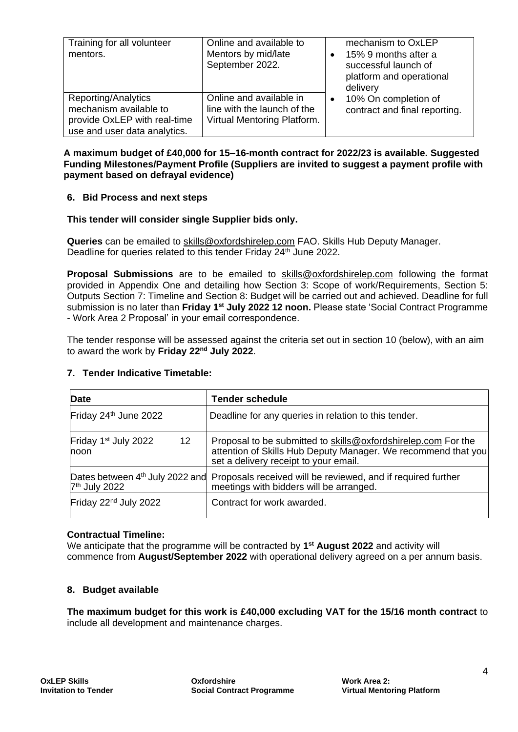| Training for all volunteer mentors. | Online and available to Mentors by mid/late September 2022. | mechanism to OxLEP<br>• 15% 9 months after a successful launch of platform and operational delivery<br>• 10% On completion of contract and final reporting. |
|---|---|---|
| Reporting/Analytics mechanism available to provide OxLEP with real-time use and user data analytics. | Online and available in line with the launch of the Virtual Mentoring Platform. | |

**A maximum budget of £40,000 for 15–16-month contract for 2022/23 is available. Suggested Funding Milestones/Payment Profile (Suppliers are invited to suggest a payment profile with payment based on defrayal evidence)**

## 6. Bid Process and next steps

**This tender will consider single Supplier bids only.**

**Queries** can be emailed to skills@oxfordshirelep.com FAO. Skills Hub Deputy Manager. Deadline for queries related to this tender Friday 24th June 2022.

**Proposal Submissions** are to be emailed to skills@oxfordshirelep.com following the format provided in Appendix One and detailing how Section 3: Scope of work/Requirements, Section 5: Outputs Section 7: Timeline and Section 8: Budget will be carried out and achieved. Deadline for full submission is no later than **Friday 1st July 2022 12 noon.** Please state 'Social Contract Programme - Work Area 2 Proposal' in your email correspondence.

The tender response will be assessed against the criteria set out in section 10 (below), with an aim to award the work by **Friday 22nd July 2022**.

## 7. Tender Indicative Timetable:

| Date | Tender schedule |
|---|---|
| Friday 24th June 2022 | Deadline for any queries in relation to this tender. |
| Friday 1st July 2022 12 noon | Proposal to be submitted to skills@oxfordshirelep.com For the attention of Skills Hub Deputy Manager. We recommend that you set a delivery receipt to your email. |
| Dates between 4th July 2022 and 7th July 2022 | Proposals received will be reviewed, and if required further meetings with bidders will be arranged. |
| Friday 22nd July 2022 | Contract for work awarded. |

**Contractual Timeline:**
We anticipate that the programme will be contracted by **1st August 2022** and activity will commence from **August/September 2022** with operational delivery agreed on a per annum basis.

## 8. Budget available

**The maximum budget for this work is £40,000 excluding VAT for the 15/16 month contract** to include all development and maintenance charges.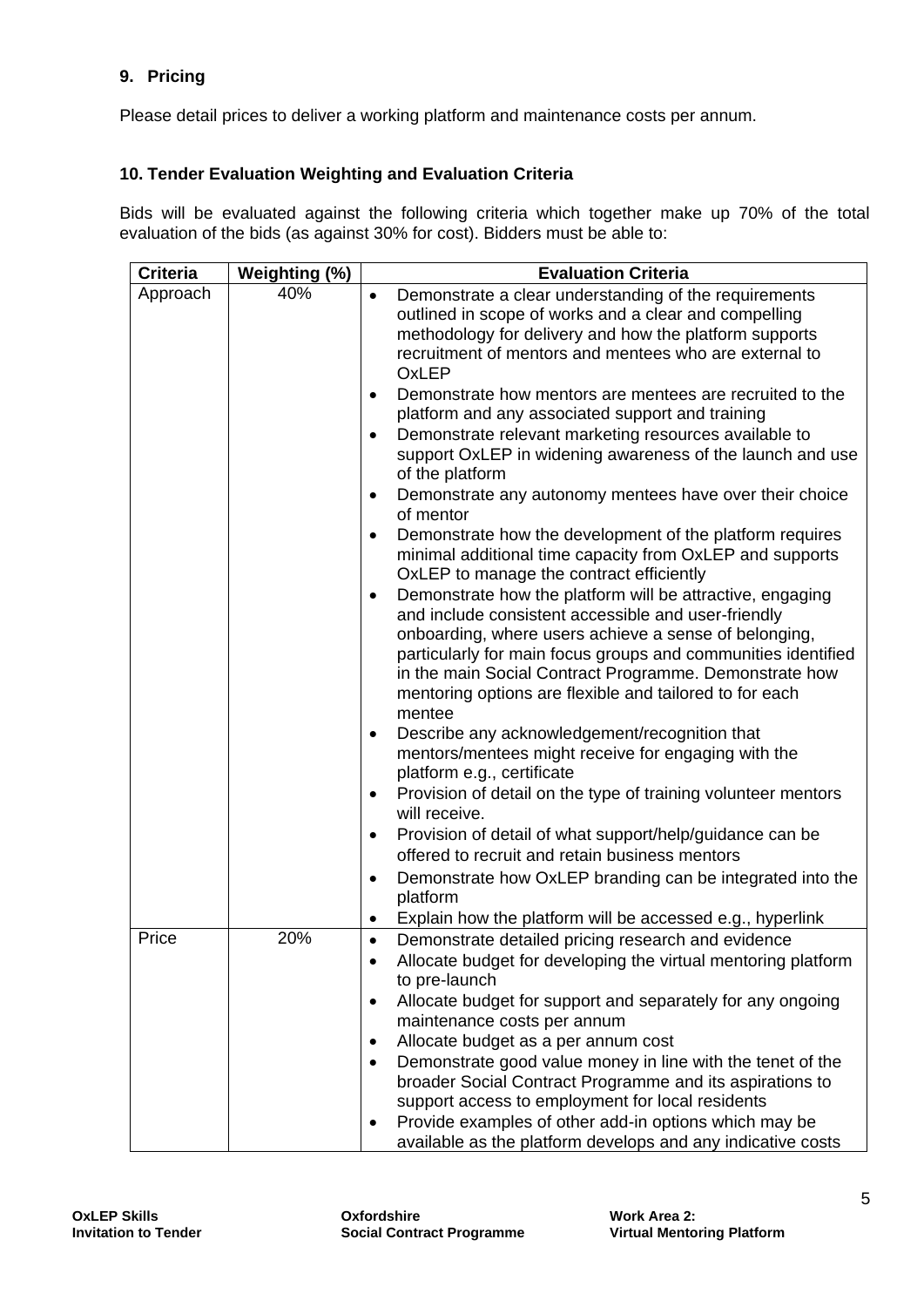## 9. Pricing

Please detail prices to deliver a working platform and maintenance costs per annum.

## 10. Tender Evaluation Weighting and Evaluation Criteria

Bids will be evaluated against the following criteria which together make up 70% of the total evaluation of the bids (as against 30% for cost). Bidders must be able to:

| Criteria | Weighting (%) | Evaluation Criteria |
|---|---|---|
| Approach | 40% | • Demonstrate a clear understanding of the requirements outlined in scope of works and a clear and compelling methodology for delivery and how the platform supports recruitment of mentors and mentees who are external to OxLEP<br>• Demonstrate how mentors are mentees are recruited to the platform and any associated support and training<br>• Demonstrate relevant marketing resources available to support OxLEP in widening awareness of the launch and use of the platform<br>• Demonstrate any autonomy mentees have over their choice of mentor<br>• Demonstrate how the development of the platform requires minimal additional time capacity from OxLEP and supports OxLEP to manage the contract efficiently<br>• Demonstrate how the platform will be attractive, engaging and include consistent accessible and user-friendly onboarding, where users achieve a sense of belonging, particularly for main focus groups and communities identified in the main Social Contract Programme. Demonstrate how mentoring options are flexible and tailored to for each mentee<br>• Describe any acknowledgement/recognition that mentors/mentees might receive for engaging with the platform e.g., certificate<br>• Provision of detail on the type of training volunteer mentors will receive.<br>• Provision of detail of what support/help/guidance can be offered to recruit and retain business mentors<br>• Demonstrate how OxLEP branding can be integrated into the platform<br>• Explain how the platform will be accessed e.g., hyperlink |
| Price | 20% | • Demonstrate detailed pricing research and evidence<br>• Allocate budget for developing the virtual mentoring platform to pre-launch<br>• Allocate budget for support and separately for any ongoing maintenance costs per annum<br>• Allocate budget as a per annum cost<br>• Demonstrate good value money in line with the tenet of the broader Social Contract Programme and its aspirations to support access to employment for local residents<br>• Provide examples of other add-in options which may be available as the platform develops and any indicative costs |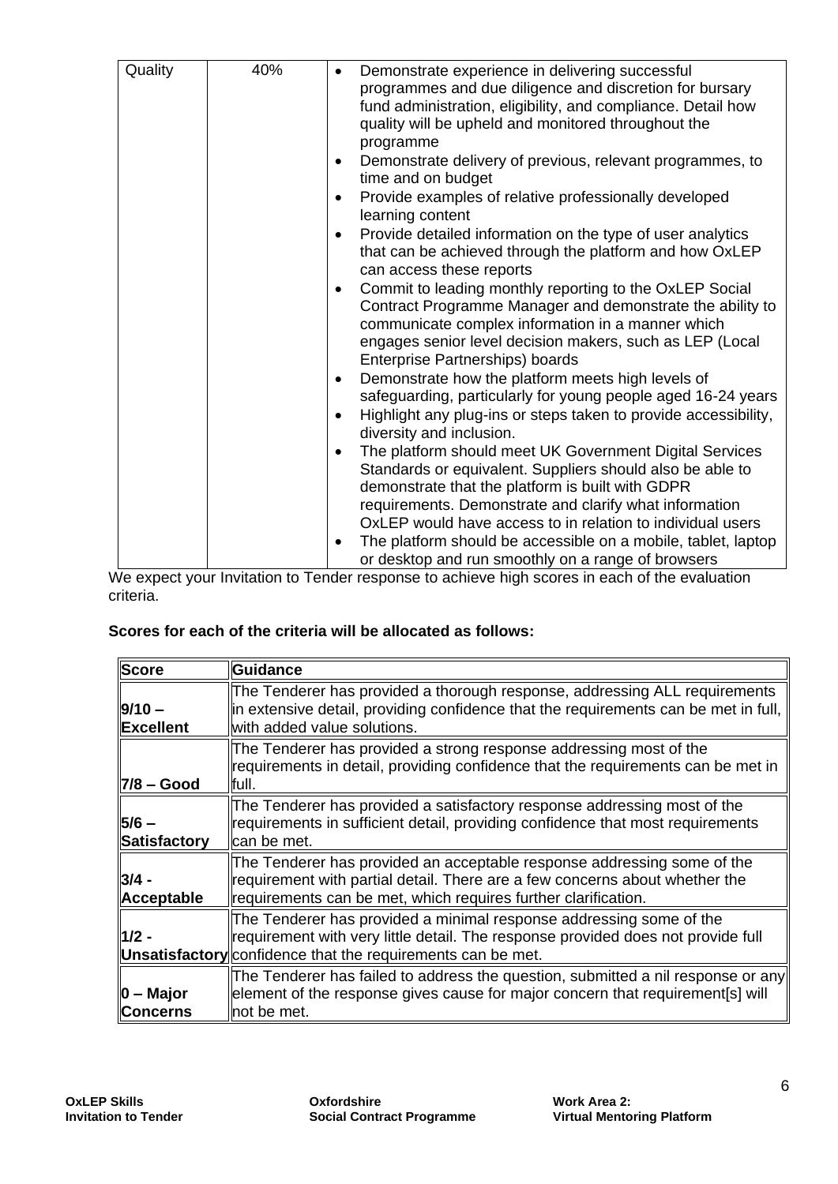| Quality | 40% | <ul><li>Demonstrate experience in delivering successful programmes and due diligence and discretion for bursary fund administration, eligibility, and compliance. Detail how quality will be upheld and monitored throughout the programme</li><li>Demonstrate delivery of previous, relevant programmes, to time and on budget</li><li>Provide examples of relative professionally developed learning content</li><li>Provide detailed information on the type of user analytics that can be achieved through the platform and how OxLEP can access these reports</li><li>Commit to leading monthly reporting to the OxLEP Social Contract Programme Manager and demonstrate the ability to communicate complex information in a manner which engages senior level decision makers, such as LEP (Local Enterprise Partnerships) boards</li><li>Demonstrate how the platform meets high levels of safeguarding, particularly for young people aged 16-24 years</li><li>Highlight any plug-ins or steps taken to provide accessibility, diversity and inclusion.</li><li>The platform should meet UK Government Digital Services Standards or equivalent. Suppliers should also be able to demonstrate that the platform is built with GDPR requirements. Demonstrate and clarify what information OxLEP would have access to in relation to individual users</li><li>The platform should be accessible on a mobile, tablet, laptop or desktop and run smoothly on a range of browsers</li></ul> |
|---|---|---|

We expect your Invitation to Tender response to achieve high scores in each of the evaluation criteria.

**Scores for each of the criteria will be allocated as follows:**

| Score | Guidance |
|---|---|
| **9/10 – Excellent** | The Tenderer has provided a thorough response, addressing ALL requirements in extensive detail, providing confidence that the requirements can be met in full, with added value solutions. |
| **7/8 – Good** | The Tenderer has provided a strong response addressing most of the requirements in detail, providing confidence that the requirements can be met in full. |
| **5/6 – Satisfactory** | The Tenderer has provided a satisfactory response addressing most of the requirements in sufficient detail, providing confidence that most requirements can be met. |
| **3/4 - Acceptable** | The Tenderer has provided an acceptable response addressing some of the requirement with partial detail. There are a few concerns about whether the requirements can be met, which requires further clarification. |
| **1/2 - Unsatisfactory** | The Tenderer has provided a minimal response addressing some of the requirement with very little detail. The response provided does not provide full confidence that the requirements can be met. |
| **0 – Major Concerns** | The Tenderer has failed to address the question, submitted a nil response or any element of the response gives cause for major concern that requirement[s] will not be met. |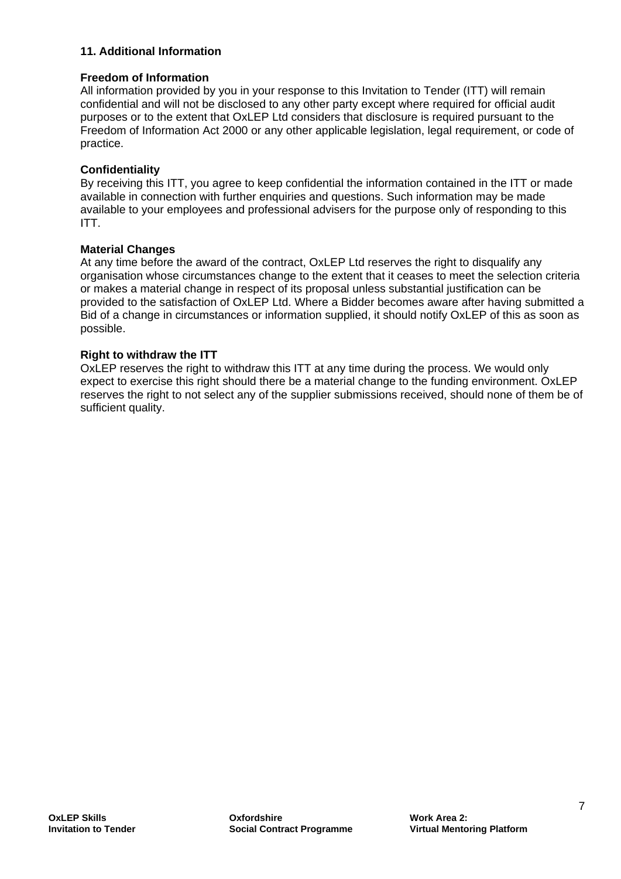## 11. Additional Information

**Freedom of Information**

All information provided by you in your response to this Invitation to Tender (ITT) will remain confidential and will not be disclosed to any other party except where required for official audit purposes or to the extent that OxLEP Ltd considers that disclosure is required pursuant to the Freedom of Information Act 2000 or any other applicable legislation, legal requirement, or code of practice.

**Confidentiality**

By receiving this ITT, you agree to keep confidential the information contained in the ITT or made available in connection with further enquiries and questions. Such information may be made available to your employees and professional advisers for the purpose only of responding to this ITT.

**Material Changes**

At any time before the award of the contract, OxLEP Ltd reserves the right to disqualify any organisation whose circumstances change to the extent that it ceases to meet the selection criteria or makes a material change in respect of its proposal unless substantial justification can be provided to the satisfaction of OxLEP Ltd. Where a Bidder becomes aware after having submitted a Bid of a change in circumstances or information supplied, it should notify OxLEP of this as soon as possible.

**Right to withdraw the ITT**

OxLEP reserves the right to withdraw this ITT at any time during the process. We would only expect to exercise this right should there be a material change to the funding environment. OxLEP reserves the right to not select any of the supplier submissions received, should none of them be of sufficient quality.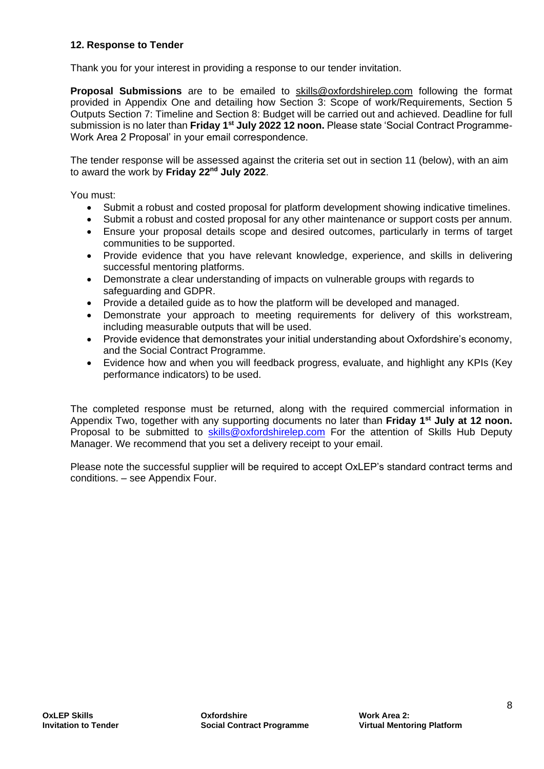### 12. Response to Tender

Thank you for your interest in providing a response to our tender invitation.

**Proposal Submissions** are to be emailed to skills@oxfordshirelep.com following the format provided in Appendix One and detailing how Section 3: Scope of work/Requirements, Section 5 Outputs Section 7: Timeline and Section 8: Budget will be carried out and achieved. Deadline for full submission is no later than **Friday 1st July 2022 12 noon.** Please state 'Social Contract Programme-Work Area 2 Proposal' in your email correspondence.

The tender response will be assessed against the criteria set out in section 11 (below), with an aim to award the work by **Friday 22nd July 2022**.

You must:

- Submit a robust and costed proposal for platform development showing indicative timelines.
- Submit a robust and costed proposal for any other maintenance or support costs per annum.
- Ensure your proposal details scope and desired outcomes, particularly in terms of target communities to be supported.
- Provide evidence that you have relevant knowledge, experience, and skills in delivering successful mentoring platforms.
- Demonstrate a clear understanding of impacts on vulnerable groups with regards to safeguarding and GDPR.
- Provide a detailed guide as to how the platform will be developed and managed.
- Demonstrate your approach to meeting requirements for delivery of this workstream, including measurable outputs that will be used.
- Provide evidence that demonstrates your initial understanding about Oxfordshire's economy, and the Social Contract Programme.
- Evidence how and when you will feedback progress, evaluate, and highlight any KPIs (Key performance indicators) to be used.

The completed response must be returned, along with the required commercial information in Appendix Two, together with any supporting documents no later than **Friday 1st July at 12 noon.** Proposal to be submitted to skills@oxfordshirelep.com For the attention of Skills Hub Deputy Manager. We recommend that you set a delivery receipt to your email.

Please note the successful supplier will be required to accept OxLEP's standard contract terms and conditions. – see Appendix Four.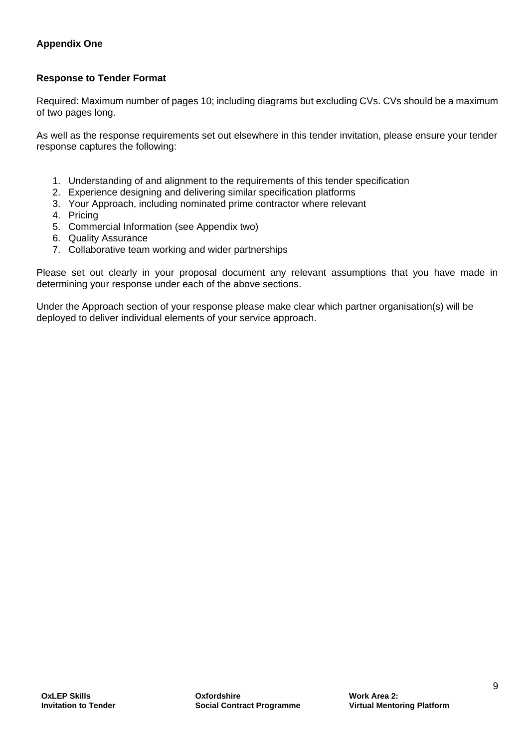**Appendix One**

**Response to Tender Format**

Required: Maximum number of pages 10; including diagrams but excluding CVs. CVs should be a maximum of two pages long.

As well as the response requirements set out elsewhere in this tender invitation, please ensure your tender response captures the following:

1. Understanding of and alignment to the requirements of this tender specification
2. Experience designing and delivering similar specification platforms
3. Your Approach, including nominated prime contractor where relevant
4. Pricing
5. Commercial Information (see Appendix two)
6. Quality Assurance
7. Collaborative team working and wider partnerships

Please set out clearly in your proposal document any relevant assumptions that you have made in determining your response under each of the above sections.

Under the Approach section of your response please make clear which partner organisation(s) will be deployed to deliver individual elements of your service approach.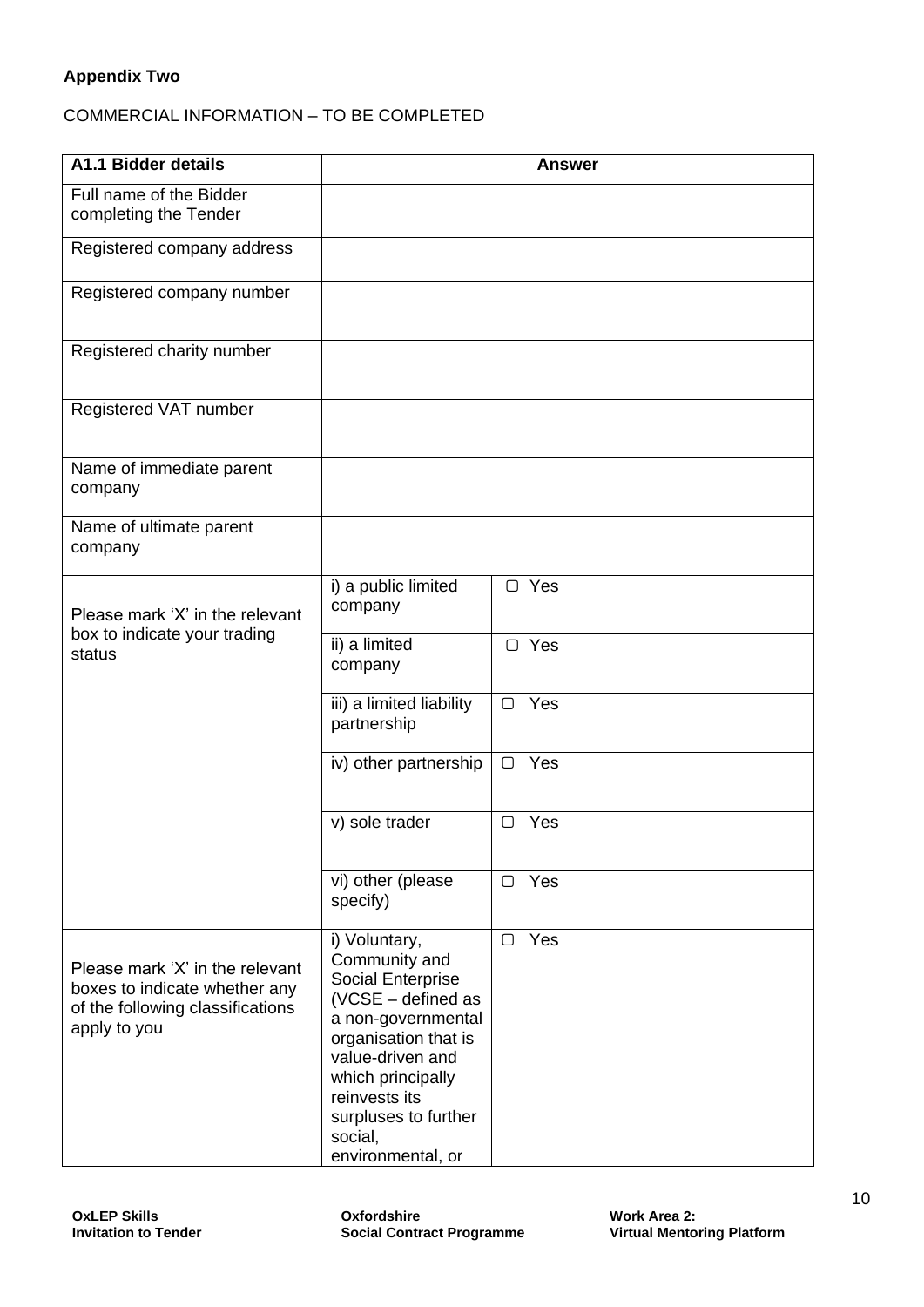**Appendix Two**

COMMERCIAL INFORMATION – TO BE COMPLETED

| A1.1 Bidder details | Answer | |
|---|---|---|
| Full name of the Bidder completing the Tender | | |
| Registered company address | | |
| Registered company number | | |
| Registered charity number | | |
| Registered VAT number | | |
| Name of immediate parent company | | |
| Name of ultimate parent company | | |
| Please mark 'X' in the relevant box to indicate your trading status | i) a public limited company | ▢ Yes |
| | ii) a limited company | ▢ Yes |
| | iii) a limited liability partnership | ▢ Yes |
| | iv) other partnership | ▢ Yes |
| | v) sole trader | ▢ Yes |
| | vi) other (please specify) | ▢ Yes |
| Please mark 'X' in the relevant boxes to indicate whether any of the following classifications apply to you | i) Voluntary, Community and Social Enterprise (VCSE – defined as a non-governmental organisation that is value-driven and which principally reinvests its surpluses to further social, environmental, or | ▢ Yes |

**OxLEP Skills Invitation to Tender** | **Oxfordshire Social Contract Programme** | **Work Area 2: Virtual Mentoring Platform**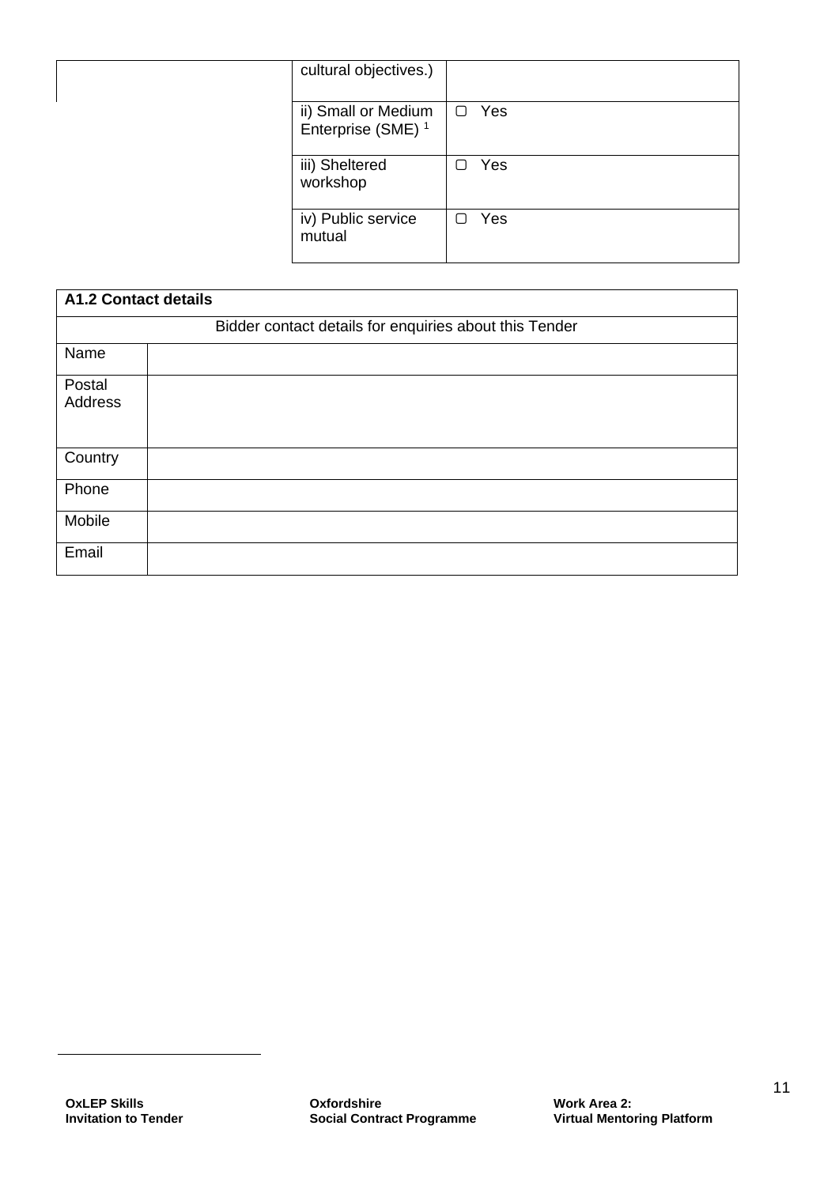| | | |
|---|---|---|
| | cultural objectives.) | |
| | ii) Small or Medium Enterprise (SME) [1] | ▢ Yes |
| | iii) Sheltered workshop | ▢ Yes |
| | iv) Public service mutual | ▢ Yes |

| **A1.2 Contact details** | |
|---|---|
| Bidder contact details for enquiries about this Tender | |
| Name | |
| Postal Address | |
| Country | |
| Phone | |
| Mobile | |
| Email | |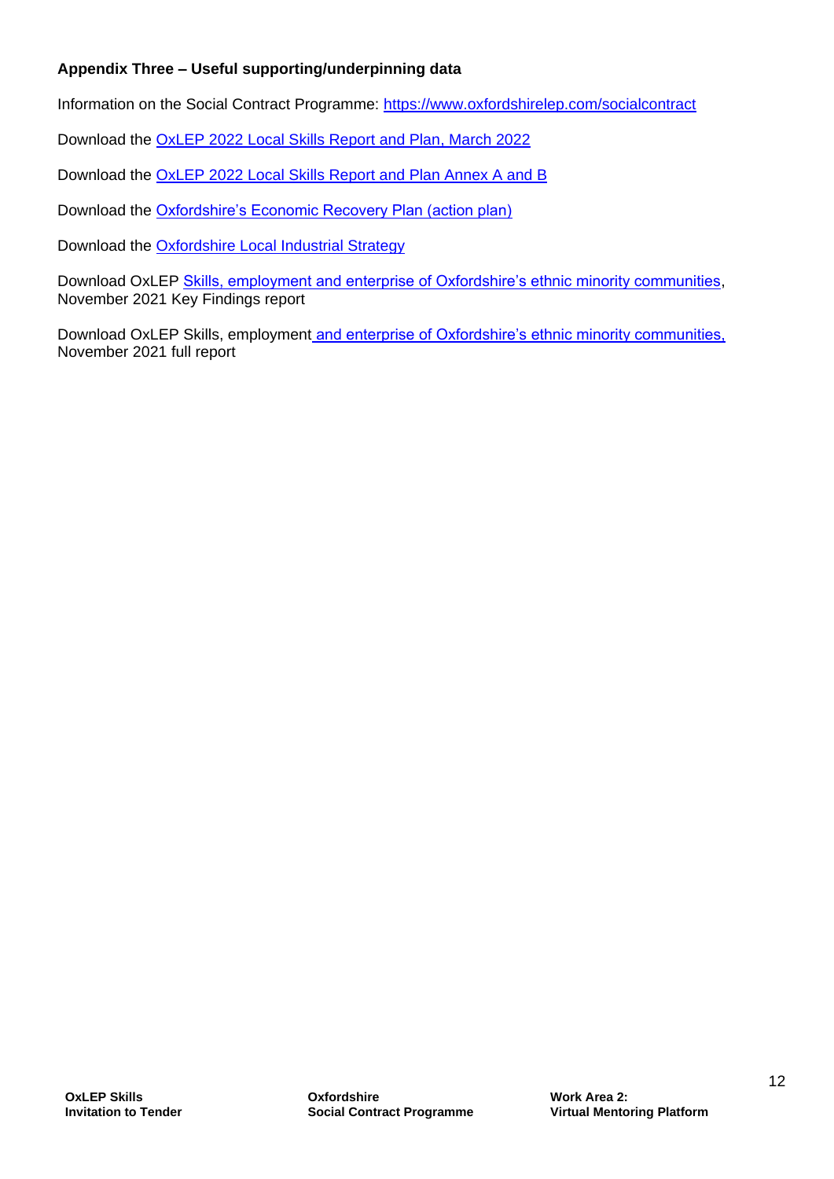**Appendix Three – Useful supporting/underpinning data**

Information on the Social Contract Programme: https://www.oxfordshirelep.com/socialcontract

Download the OxLEP 2022 Local Skills Report and Plan, March 2022

Download the OxLEP 2022 Local Skills Report and Plan Annex A and B

Download the Oxfordshire's Economic Recovery Plan (action plan)

Download the Oxfordshire Local Industrial Strategy

Download OxLEP Skills, employment and enterprise of Oxfordshire's ethnic minority communities, November 2021 Key Findings report

Download OxLEP Skills, employment and enterprise of Oxfordshire's ethnic minority communities, November 2021 full report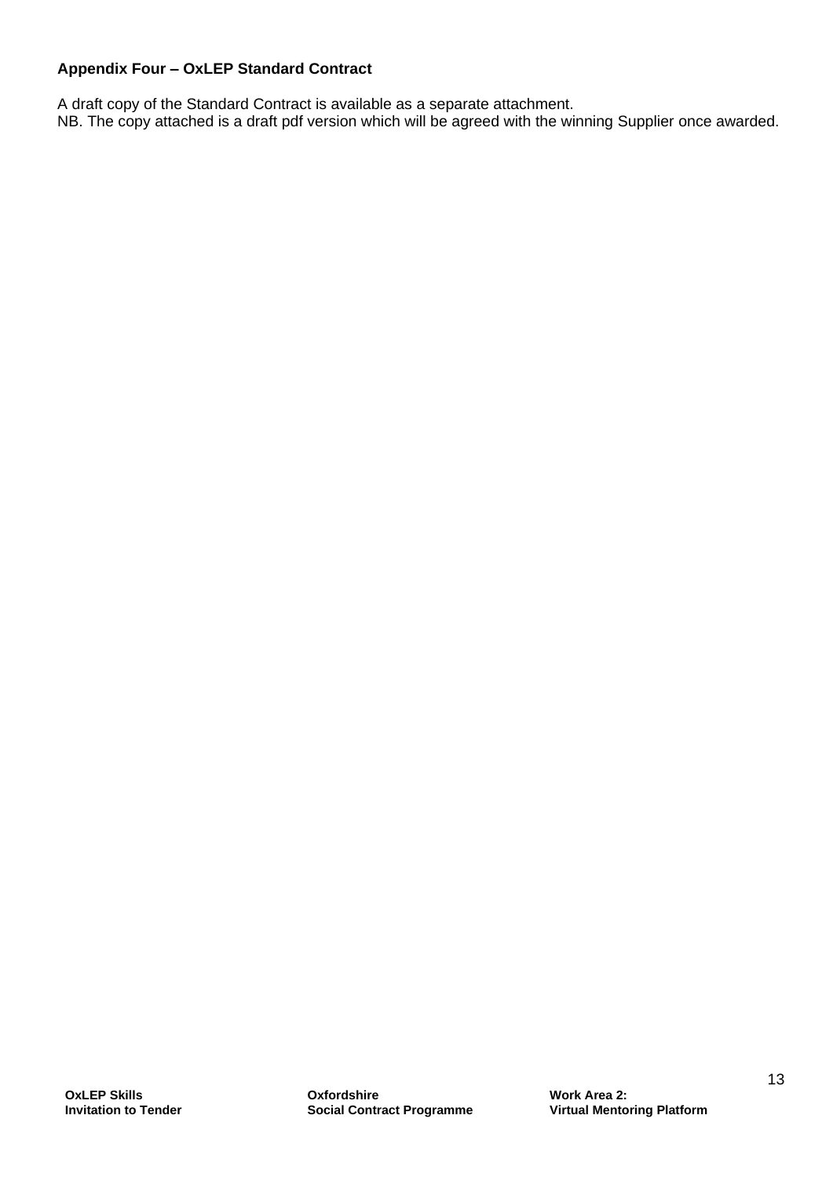**Appendix Four – OxLEP Standard Contract**

A draft copy of the Standard Contract is available as a separate attachment.
NB. The copy attached is a draft pdf version which will be agreed with the winning Supplier once awarded.